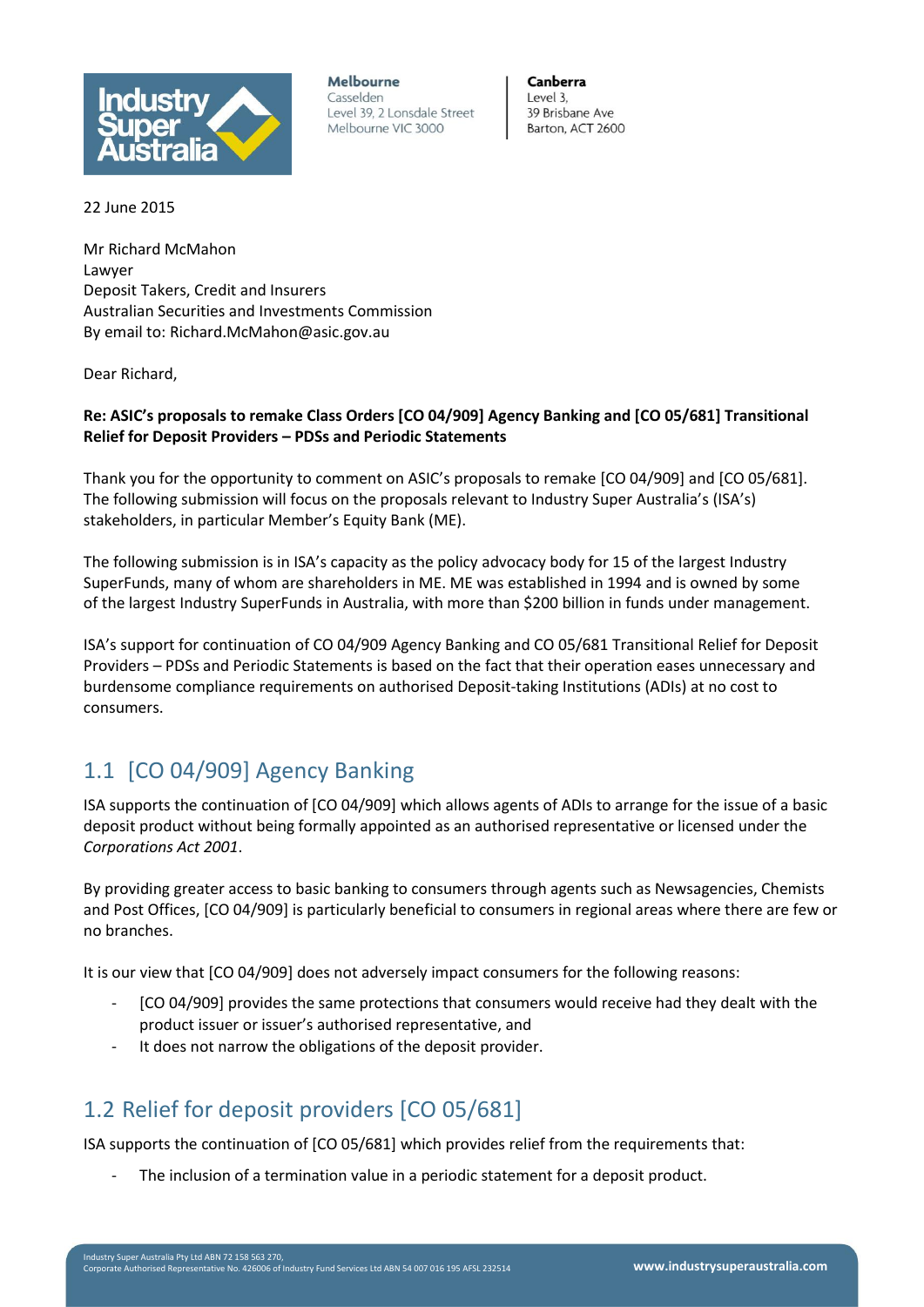Industry Super Australia

**Melbourne**
Casselden
Level 39, 2 Lonsdale Street
Melbourne VIC 3000

**Canberra**
Level 3,
39 Brisbane Ave
Barton, ACT 2600

22 June 2015

Mr Richard McMahon
Lawyer
Deposit Takers, Credit and Insurers
Australian Securities and Investments Commission
By email to: Richard.McMahon@asic.gov.au

Dear Richard,

**Re: ASIC's proposals to remake Class Orders [CO 04/909] Agency Banking and [CO 05/681] Transitional Relief for Deposit Providers – PDSs and Periodic Statements**

Thank you for the opportunity to comment on ASIC's proposals to remake [CO 04/909] and [CO 05/681]. The following submission will focus on the proposals relevant to Industry Super Australia's (ISA's) stakeholders, in particular Member's Equity Bank (ME).

The following submission is in ISA's capacity as the policy advocacy body for 15 of the largest Industry SuperFunds, many of whom are shareholders in ME. ME was established in 1994 and is owned by some of the largest Industry SuperFunds in Australia, with more than $200 billion in funds under management.

ISA's support for continuation of CO 04/909 Agency Banking and CO 05/681 Transitional Relief for Deposit Providers – PDSs and Periodic Statements is based on the fact that their operation eases unnecessary and burdensome compliance requirements on authorised Deposit-taking Institutions (ADIs) at no cost to consumers.

## 1.1 [CO 04/909] Agency Banking

ISA supports the continuation of [CO 04/909] which allows agents of ADIs to arrange for the issue of a basic deposit product without being formally appointed as an authorised representative or licensed under the *Corporations Act 2001*.

By providing greater access to basic banking to consumers through agents such as Newsagencies, Chemists and Post Offices, [CO 04/909] is particularly beneficial to consumers in regional areas where there are few or no branches.

It is our view that [CO 04/909] does not adversely impact consumers for the following reasons:

- [CO 04/909] provides the same protections that consumers would receive had they dealt with the product issuer or issuer's authorised representative, and
- It does not narrow the obligations of the deposit provider.

## 1.2 Relief for deposit providers [CO 05/681]

ISA supports the continuation of [CO 05/681] which provides relief from the requirements that:

- The inclusion of a termination value in a periodic statement for a deposit product.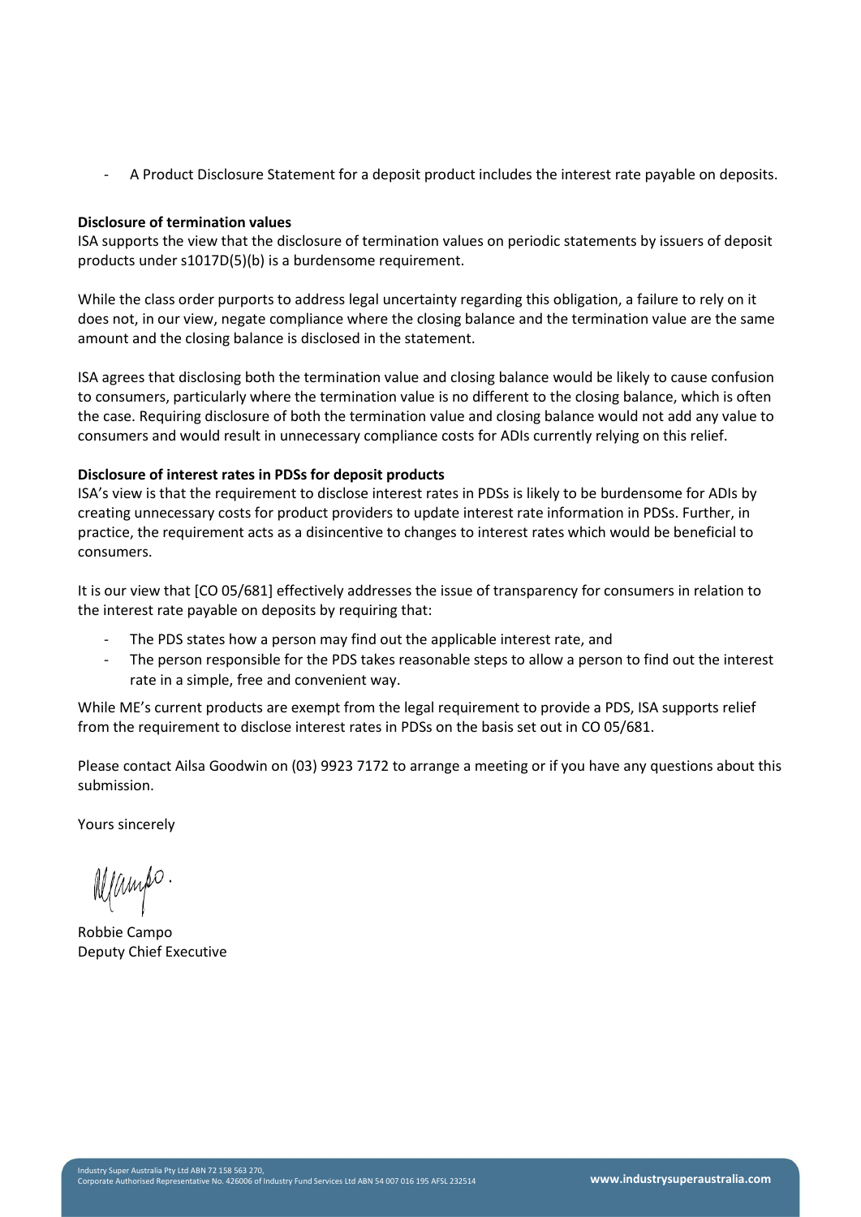- A Product Disclosure Statement for a deposit product includes the interest rate payable on deposits.

**Disclosure of termination values**

ISA supports the view that the disclosure of termination values on periodic statements by issuers of deposit products under s1017D(5)(b) is a burdensome requirement.

While the class order purports to address legal uncertainty regarding this obligation, a failure to rely on it does not, in our view, negate compliance where the closing balance and the termination value are the same amount and the closing balance is disclosed in the statement.

ISA agrees that disclosing both the termination value and closing balance would be likely to cause confusion to consumers, particularly where the termination value is no different to the closing balance, which is often the case. Requiring disclosure of both the termination value and closing balance would not add any value to consumers and would result in unnecessary compliance costs for ADIs currently relying on this relief.

**Disclosure of interest rates in PDSs for deposit products**

ISA's view is that the requirement to disclose interest rates in PDSs is likely to be burdensome for ADIs by creating unnecessary costs for product providers to update interest rate information in PDSs. Further, in practice, the requirement acts as a disincentive to changes to interest rates which would be beneficial to consumers.

It is our view that [CO 05/681] effectively addresses the issue of transparency for consumers in relation to the interest rate payable on deposits by requiring that:

- The PDS states how a person may find out the applicable interest rate, and
- The person responsible for the PDS takes reasonable steps to allow a person to find out the interest rate in a simple, free and convenient way.

While ME's current products are exempt from the legal requirement to provide a PDS, ISA supports relief from the requirement to disclose interest rates in PDSs on the basis set out in CO 05/681.

Please contact Ailsa Goodwin on (03) 9923 7172 to arrange a meeting or if you have any questions about this submission.

Yours sincerely

Robbie Campo
Deputy Chief Executive

Industry Super Australia Pty Ltd ABN 72 158 563 270,
Corporate Authorised Representative No. 426006 of Industry Fund Services Ltd ABN 54 007 016 195 AFSL 232514

www.industrysuperaustralia.com